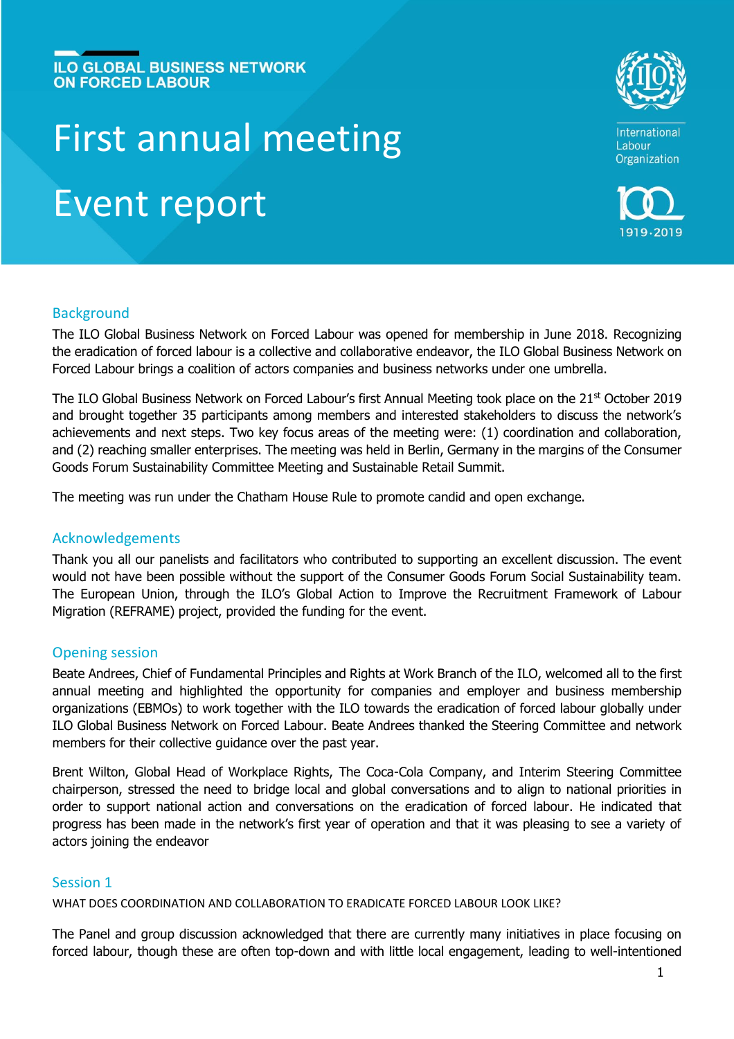ILO GLOBAL BUSINESS NETWORK ON FORCED LABOUR

# First annual meeting

# Event report

International Labour Organization

1919·2019

## Background

The ILO Global Business Network on Forced Labour was opened for membership in June 2018. Recognizing the eradication of forced labour is a collective and collaborative endeavor, the ILO Global Business Network on Forced Labour brings a coalition of actors companies and business networks under one umbrella.

The ILO Global Business Network on Forced Labour's first Annual Meeting took place on the 21st October 2019 and brought together 35 participants among members and interested stakeholders to discuss the network's achievements and next steps. Two key focus areas of the meeting were: (1) coordination and collaboration, and (2) reaching smaller enterprises. The meeting was held in Berlin, Germany in the margins of the Consumer Goods Forum Sustainability Committee Meeting and Sustainable Retail Summit.

The meeting was run under the Chatham House Rule to promote candid and open exchange.

## Acknowledgements

Thank you all our panelists and facilitators who contributed to supporting an excellent discussion. The event would not have been possible without the support of the Consumer Goods Forum Social Sustainability team. The European Union, through the ILO's Global Action to Improve the Recruitment Framework of Labour Migration (REFRAME) project, provided the funding for the event.

## Opening session

Beate Andrees, Chief of Fundamental Principles and Rights at Work Branch of the ILO, welcomed all to the first annual meeting and highlighted the opportunity for companies and employer and business membership organizations (EBMOs) to work together with the ILO towards the eradication of forced labour globally under ILO Global Business Network on Forced Labour. Beate Andrees thanked the Steering Committee and network members for their collective guidance over the past year.

Brent Wilton, Global Head of Workplace Rights, The Coca-Cola Company, and Interim Steering Committee chairperson, stressed the need to bridge local and global conversations and to align to national priorities in order to support national action and conversations on the eradication of forced labour. He indicated that progress has been made in the network's first year of operation and that it was pleasing to see a variety of actors joining the endeavor

## Session 1

### WHAT DOES COORDINATION AND COLLABORATION TO ERADICATE FORCED LABOUR LOOK LIKE?

The Panel and group discussion acknowledged that there are currently many initiatives in place focusing on forced labour, though these are often top-down and with little local engagement, leading to well-intentioned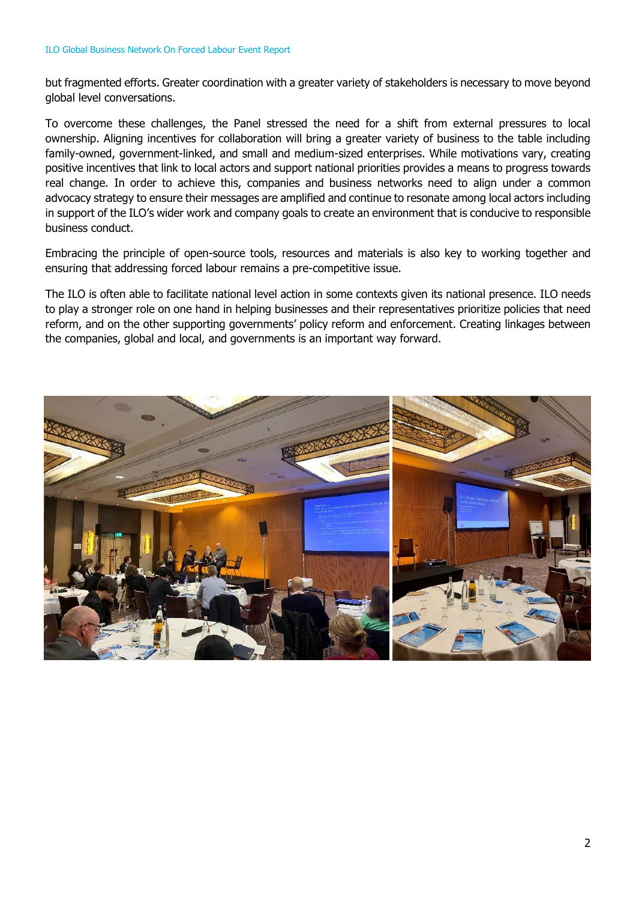but fragmented efforts. Greater coordination with a greater variety of stakeholders is necessary to move beyond global level conversations.

To overcome these challenges, the Panel stressed the need for a shift from external pressures to local ownership. Aligning incentives for collaboration will bring a greater variety of business to the table including family-owned, government-linked, and small and medium-sized enterprises. While motivations vary, creating positive incentives that link to local actors and support national priorities provides a means to progress towards real change. In order to achieve this, companies and business networks need to align under a common advocacy strategy to ensure their messages are amplified and continue to resonate among local actors including in support of the ILO's wider work and company goals to create an environment that is conducive to responsible business conduct.

Embracing the principle of open-source tools, resources and materials is also key to working together and ensuring that addressing forced labour remains a pre-competitive issue.

The ILO is often able to facilitate national level action in some contexts given its national presence. ILO needs to play a stronger role on one hand in helping businesses and their representatives prioritize policies that need reform, and on the other supporting governments' policy reform and enforcement. Creating linkages between the companies, global and local, and governments is an important way forward.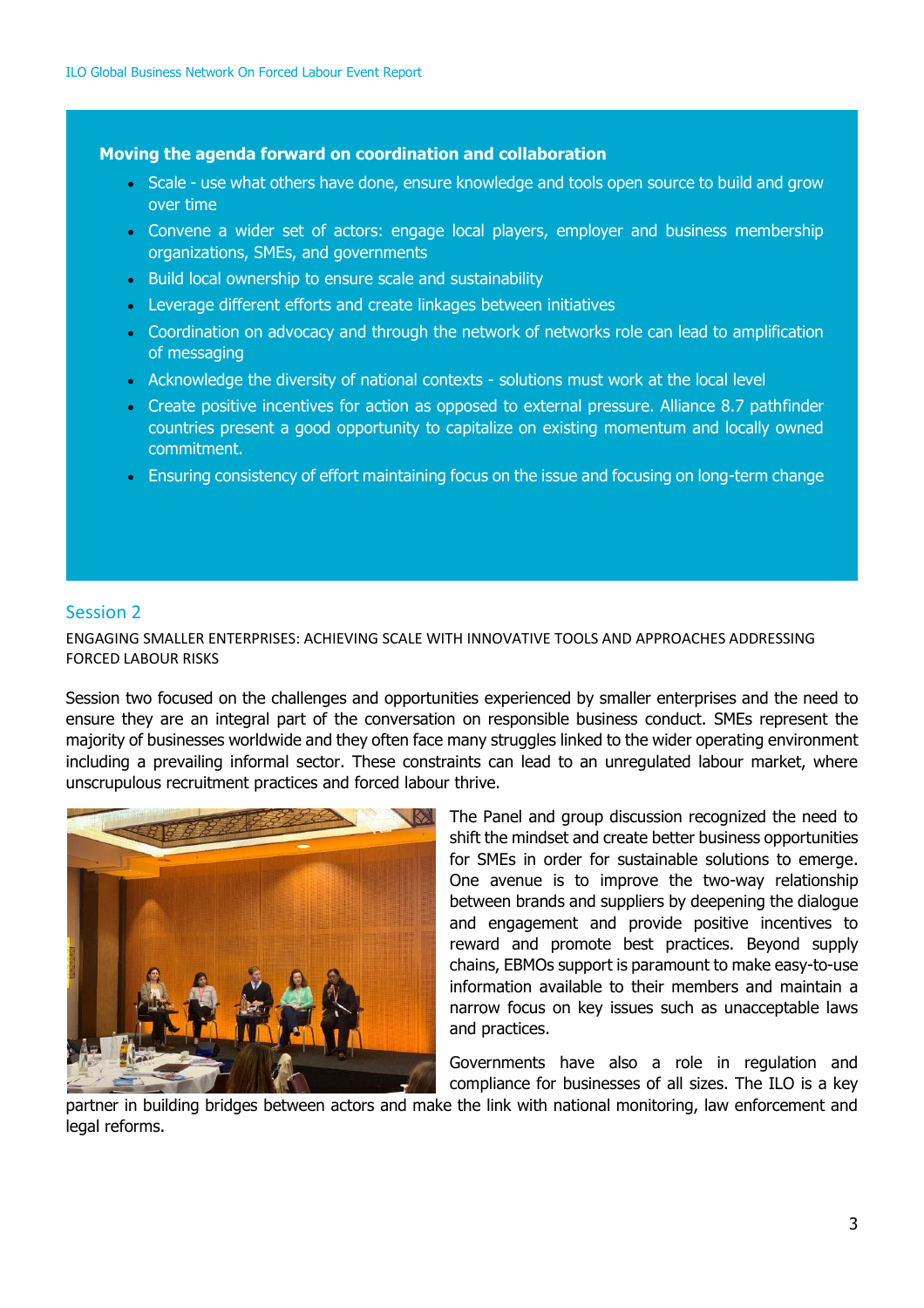**Moving the agenda forward on coordination and collaboration**

- Scale - use what others have done, ensure knowledge and tools open source to build and grow over time
- Convene a wider set of actors: engage local players, employer and business membership organizations, SMEs, and governments
- Build local ownership to ensure scale and sustainability
- Leverage different efforts and create linkages between initiatives
- Coordination on advocacy and through the network of networks role can lead to amplification of messaging
- Acknowledge the diversity of national contexts - solutions must work at the local level
- Create positive incentives for action as opposed to external pressure. Alliance 8.7 pathfinder countries present a good opportunity to capitalize on existing momentum and locally owned commitment.
- Ensuring consistency of effort maintaining focus on the issue and focusing on long-term change

## Session 2

ENGAGING SMALLER ENTERPRISES: ACHIEVING SCALE WITH INNOVATIVE TOOLS AND APPROACHES ADDRESSING FORCED LABOUR RISKS

Session two focused on the challenges and opportunities experienced by smaller enterprises and the need to ensure they are an integral part of the conversation on responsible business conduct. SMEs represent the majority of businesses worldwide and they often face many struggles linked to the wider operating environment including a prevailing informal sector. These constraints can lead to an unregulated labour market, where unscrupulous recruitment practices and forced labour thrive.

The Panel and group discussion recognized the need to shift the mindset and create better business opportunities for SMEs in order for sustainable solutions to emerge. One avenue is to improve the two-way relationship between brands and suppliers by deepening the dialogue and engagement and provide positive incentives to reward and promote best practices. Beyond supply chains, EBMOs support is paramount to make easy-to-use information available to their members and maintain a narrow focus on key issues such as unacceptable laws and practices.

Governments have also a role in regulation and compliance for businesses of all sizes. The ILO is a key partner in building bridges between actors and make the link with national monitoring, law enforcement and legal reforms.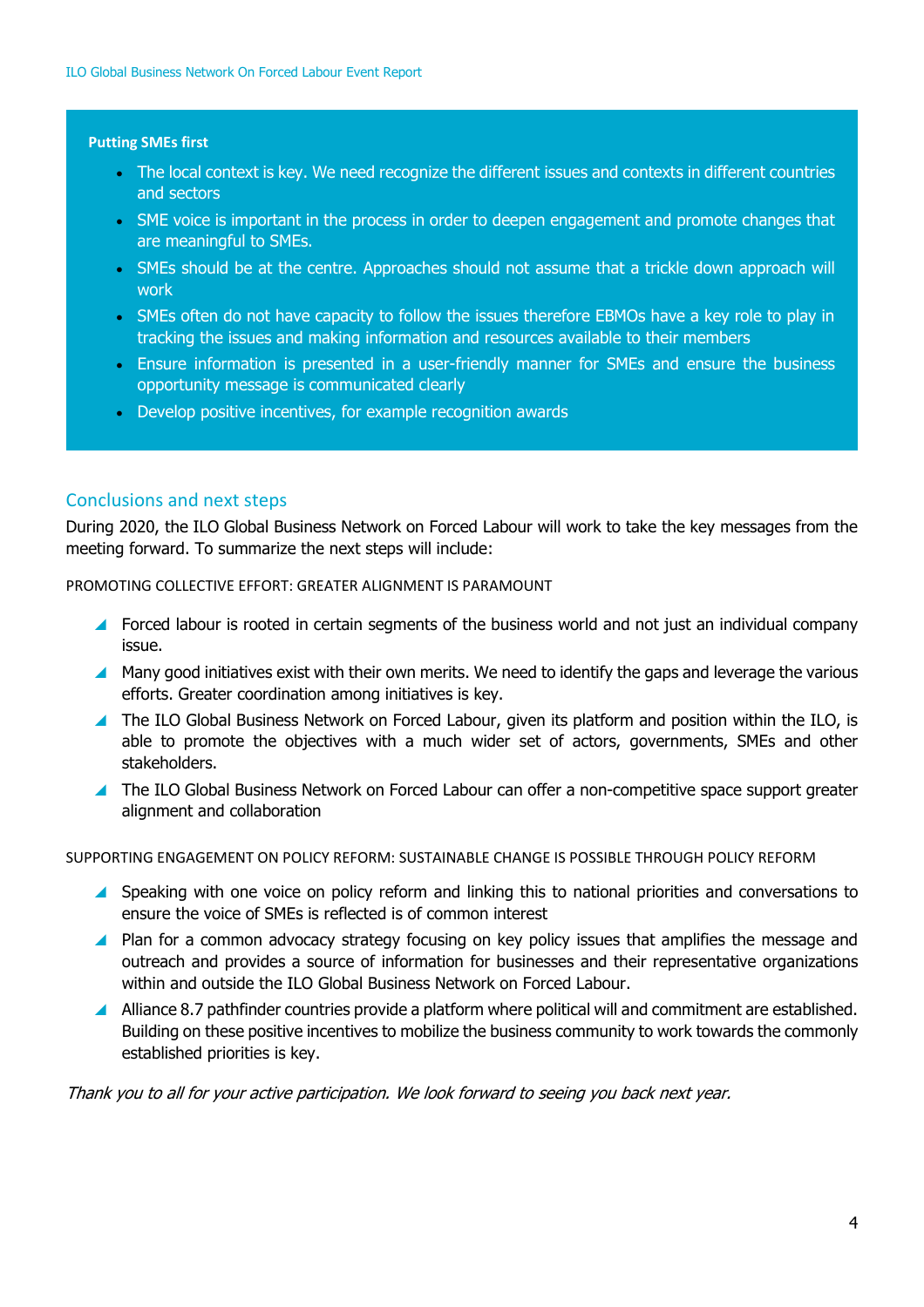**Putting SMEs first**

- The local context is key. We need recognize the different issues and contexts in different countries and sectors
- SME voice is important in the process in order to deepen engagement and promote changes that are meaningful to SMEs.
- SMEs should be at the centre. Approaches should not assume that a trickle down approach will work
- SMEs often do not have capacity to follow the issues therefore EBMOs have a key role to play in tracking the issues and making information and resources available to their members
- Ensure information is presented in a user-friendly manner for SMEs and ensure the business opportunity message is communicated clearly
- Develop positive incentives, for example recognition awards

## Conclusions and next steps

During 2020, the ILO Global Business Network on Forced Labour will work to take the key messages from the meeting forward. To summarize the next steps will include:

PROMOTING COLLECTIVE EFFORT: GREATER ALIGNMENT IS PARAMOUNT

- Forced labour is rooted in certain segments of the business world and not just an individual company issue.
- Many good initiatives exist with their own merits. We need to identify the gaps and leverage the various efforts. Greater coordination among initiatives is key.
- The ILO Global Business Network on Forced Labour, given its platform and position within the ILO, is able to promote the objectives with a much wider set of actors, governments, SMEs and other stakeholders.
- The ILO Global Business Network on Forced Labour can offer a non-competitive space support greater alignment and collaboration

SUPPORTING ENGAGEMENT ON POLICY REFORM: SUSTAINABLE CHANGE IS POSSIBLE THROUGH POLICY REFORM

- Speaking with one voice on policy reform and linking this to national priorities and conversations to ensure the voice of SMEs is reflected is of common interest
- Plan for a common advocacy strategy focusing on key policy issues that amplifies the message and outreach and provides a source of information for businesses and their representative organizations within and outside the ILO Global Business Network on Forced Labour.
- Alliance 8.7 pathfinder countries provide a platform where political will and commitment are established. Building on these positive incentives to mobilize the business community to work towards the commonly established priorities is key.

*Thank you to all for your active participation. We look forward to seeing you back next year.*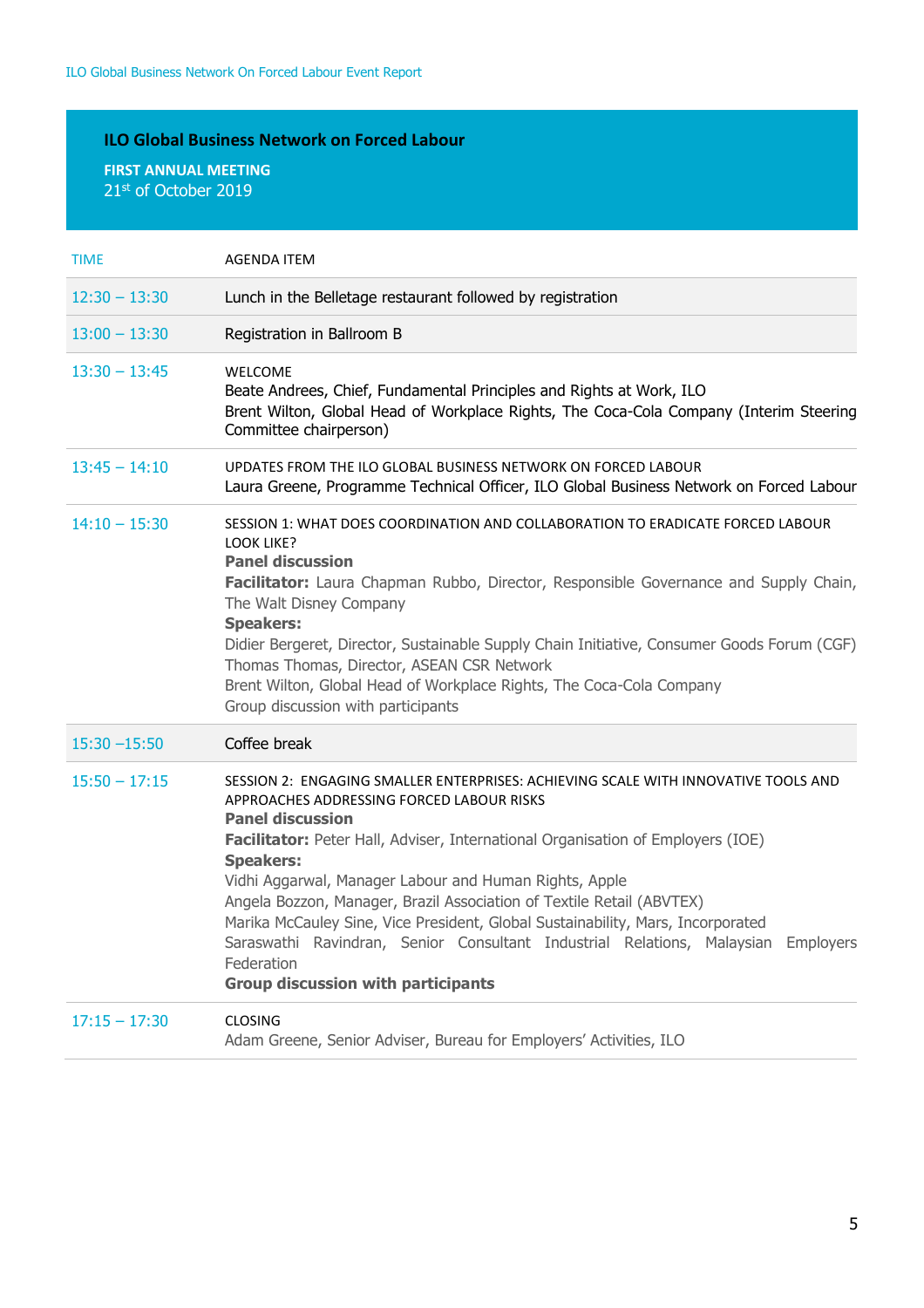## ILO Global Business Network on Forced Labour

**FIRST ANNUAL MEETING**
21st of October 2019

| TIME | AGENDA ITEM |
| --- | --- |
| 12:30 – 13:30 | Lunch in the Belletage restaurant followed by registration |
| 13:00 – 13:30 | Registration in Ballroom B |
| 13:30 – 13:45 | WELCOME<br>Beate Andrees, Chief, Fundamental Principles and Rights at Work, ILO<br>Brent Wilton, Global Head of Workplace Rights, The Coca-Cola Company (Interim Steering Committee chairperson) |
| 13:45 – 14:10 | UPDATES FROM THE ILO GLOBAL BUSINESS NETWORK ON FORCED LABOUR<br>Laura Greene, Programme Technical Officer, ILO Global Business Network on Forced Labour |
| 14:10 – 15:30 | SESSION 1: WHAT DOES COORDINATION AND COLLABORATION TO ERADICATE FORCED LABOUR LOOK LIKE?<br>**Panel discussion**<br>**Facilitator:** Laura Chapman Rubbo, Director, Responsible Governance and Supply Chain, The Walt Disney Company<br>**Speakers:**<br>Didier Bergeret, Director, Sustainable Supply Chain Initiative, Consumer Goods Forum (CGF)<br>Thomas Thomas, Director, ASEAN CSR Network<br>Brent Wilton, Global Head of Workplace Rights, The Coca-Cola Company<br>Group discussion with participants |
| 15:30 –15:50 | Coffee break |
| 15:50 – 17:15 | SESSION 2: ENGAGING SMALLER ENTERPRISES: ACHIEVING SCALE WITH INNOVATIVE TOOLS AND APPROACHES ADDRESSING FORCED LABOUR RISKS<br>**Panel discussion**<br>**Facilitator:** Peter Hall, Adviser, International Organisation of Employers (IOE)<br>**Speakers:**<br>Vidhi Aggarwal, Manager Labour and Human Rights, Apple<br>Angela Bozzon, Manager, Brazil Association of Textile Retail (ABVTEX)<br>Marika McCauley Sine, Vice President, Global Sustainability, Mars, Incorporated<br>Saraswathi Ravindran, Senior Consultant Industrial Relations, Malaysian Employers Federation<br>**Group discussion with participants** |
| 17:15 – 17:30 | CLOSING<br>Adam Greene, Senior Adviser, Bureau for Employers' Activities, ILO |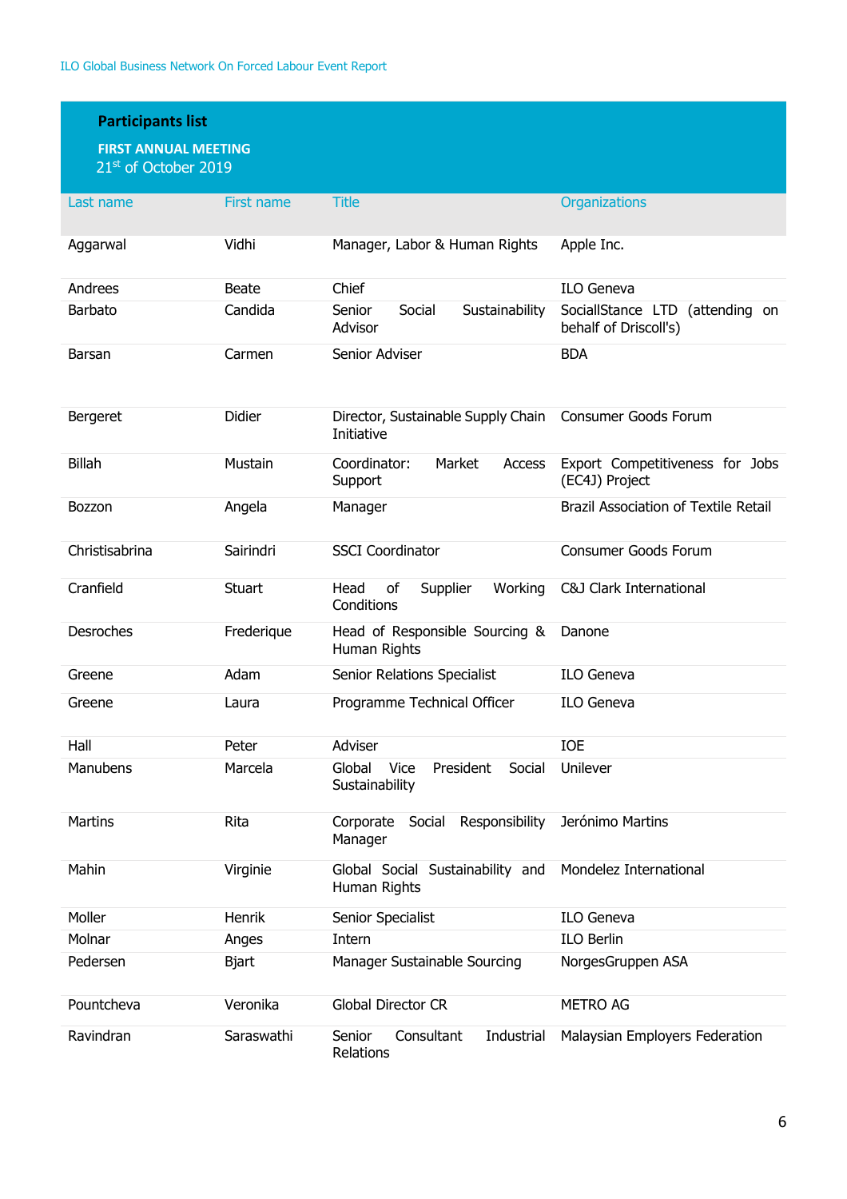## Participants list

**FIRST ANNUAL MEETING**
21st of October 2019

| Last name | First name | Title | Organizations |
|---|---|---|---|
| Aggarwal | Vidhi | Manager, Labor & Human Rights | Apple Inc. |
| Andrees | Beate | Chief | ILO Geneva |
| Barbato | Candida | Senior Social Sustainability Advisor | SociallStance LTD (attending on behalf of Driscoll's) |
| Barsan | Carmen | Senior Adviser | BDA |
| Bergeret | Didier | Director, Sustainable Supply Chain Initiative | Consumer Goods Forum |
| Billah | Mustain | Coordinator: Market Access Support | Export Competitiveness for Jobs (EC4J) Project |
| Bozzon | Angela | Manager | Brazil Association of Textile Retail |
| Christisabrina | Sairindri | SSCI Coordinator | Consumer Goods Forum |
| Cranfield | Stuart | Head of Supplier Working Conditions | C&J Clark International |
| Desroches | Frederique | Head of Responsible Sourcing & Human Rights | Danone |
| Greene | Adam | Senior Relations Specialist | ILO Geneva |
| Greene | Laura | Programme Technical Officer | ILO Geneva |
| Hall | Peter | Adviser | IOE |
| Manubens | Marcela | Global Vice President Social Sustainability | Unilever |
| Martins | Rita | Corporate Social Responsibility Manager | Jerónimo Martins |
| Mahin | Virginie | Global Social Sustainability and Human Rights | Mondelez International |
| Moller | Henrik | Senior Specialist | ILO Geneva |
| Molnar | Anges | Intern | ILO Berlin |
| Pedersen | Bjart | Manager Sustainable Sourcing | NorgesGruppen ASA |
| Pountcheva | Veronika | Global Director CR | METRO AG |
| Ravindran | Saraswathi | Senior Consultant Industrial Relations | Malaysian Employers Federation |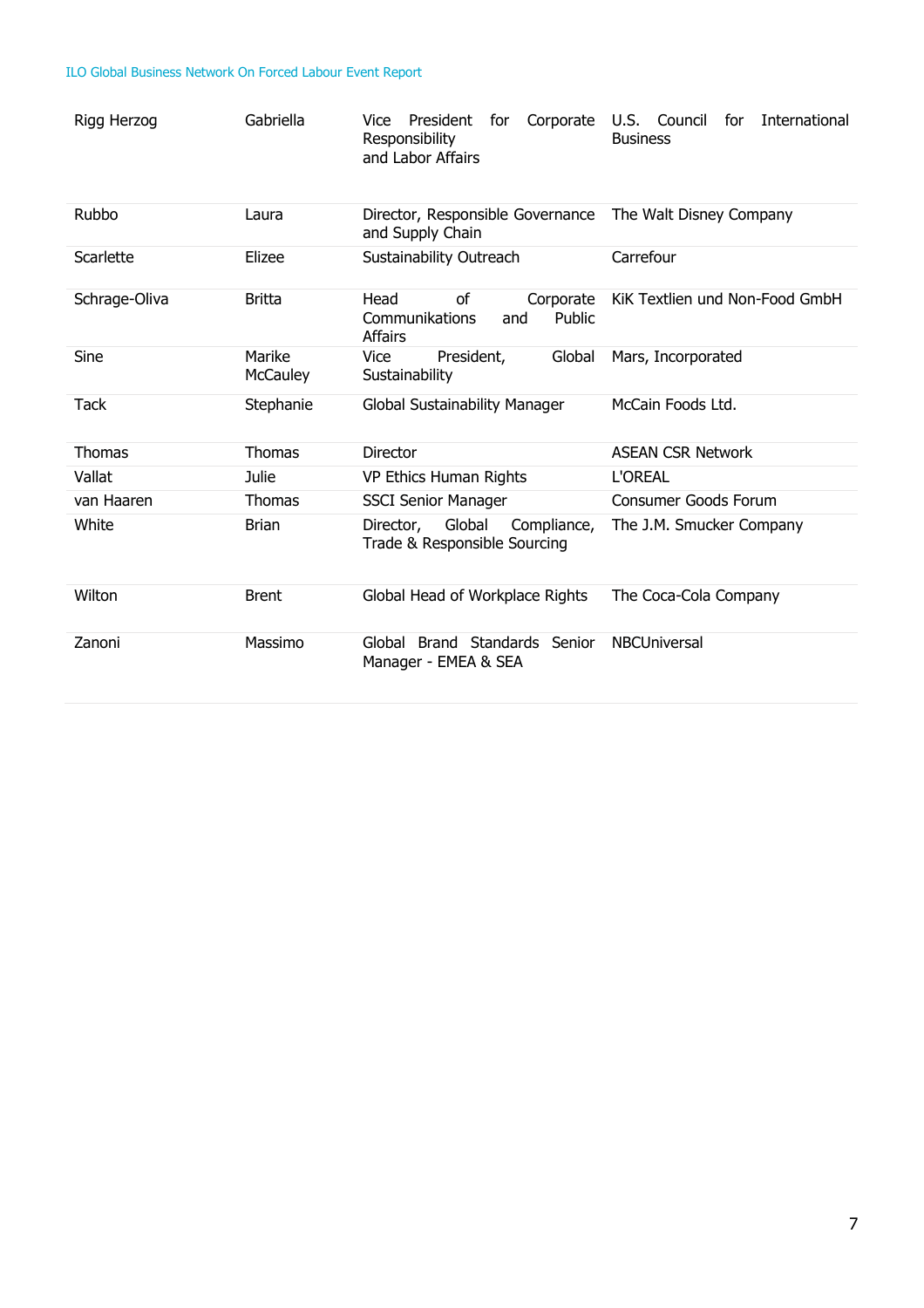| | | | |
|---|---|---|---|
| Rigg Herzog | Gabriella | Vice President for Corporate Responsibility and Labor Affairs | U.S. Council for International Business |
| Rubbo | Laura | Director, Responsible Governance and Supply Chain | The Walt Disney Company |
| Scarlette | Elizee | Sustainability Outreach | Carrefour |
| Schrage-Oliva | Britta | Head of Corporate Communikations and Public Affairs | KiK Textlien und Non-Food GmbH |
| Sine | Marike McCauley | Vice President, Global Sustainability | Mars, Incorporated |
| Tack | Stephanie | Global Sustainability Manager | McCain Foods Ltd. |
| Thomas | Thomas | Director | ASEAN CSR Network |
| Vallat | Julie | VP Ethics Human Rights | L'OREAL |
| van Haaren | Thomas | SSCI Senior Manager | Consumer Goods Forum |
| White | Brian | Director, Global Compliance, Trade & Responsible Sourcing | The J.M. Smucker Company |
| Wilton | Brent | Global Head of Workplace Rights | The Coca-Cola Company |
| Zanoni | Massimo | Global Brand Standards Senior Manager - EMEA & SEA | NBCUniversal |